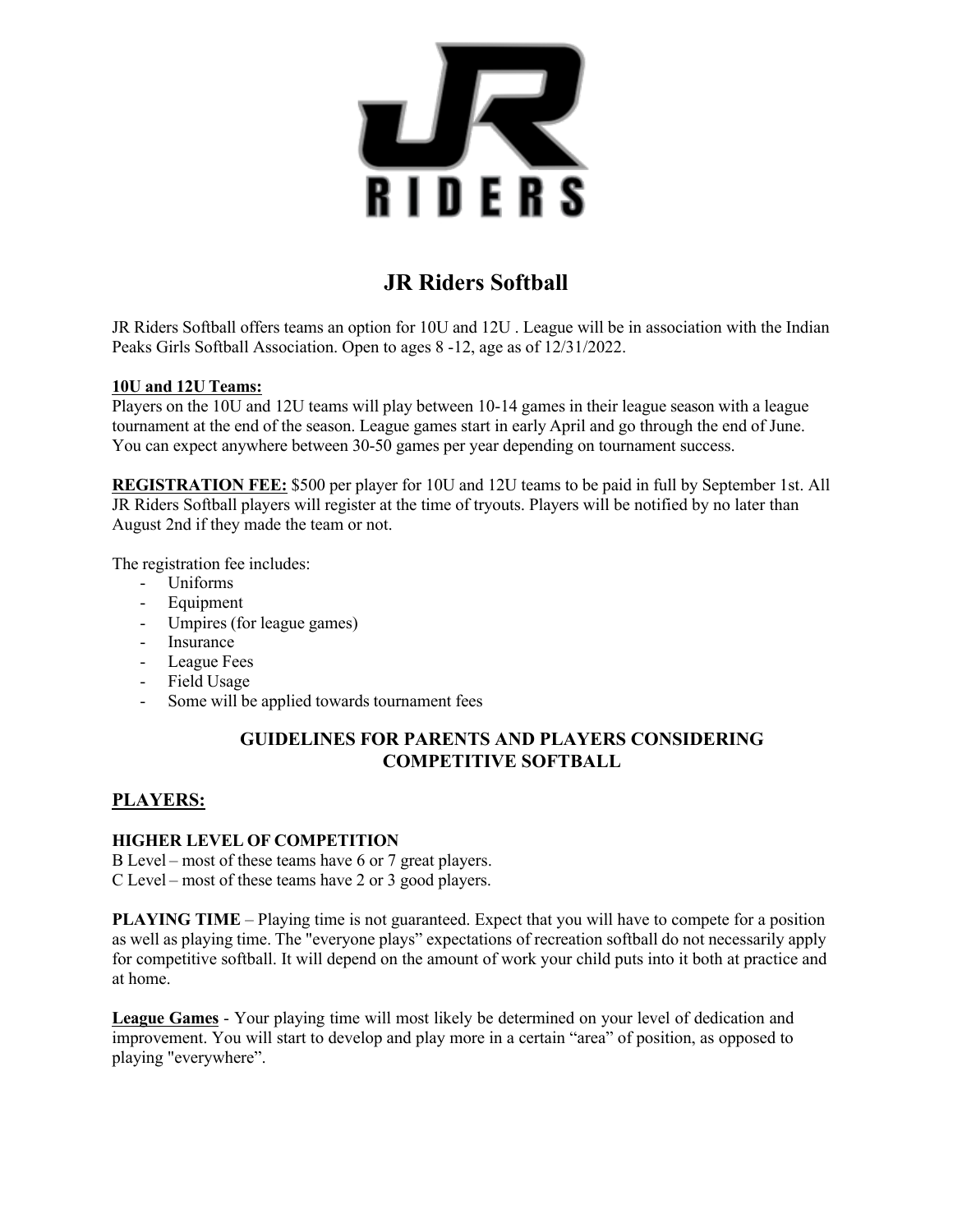# JR Riders Softball

JR Riders Softball offers teams an option for 10U and 12U . League will be in association with the Indian Peaks Girls Softball Association. Open to ages 8 -12, age as of 12/31/2022.

**10U and 12U Teams:**
Players on the 10U and 12U teams will play between 10-14 games in their league season with a league tournament at the end of the season. League games start in early April and go through the end of June. You can expect anywhere between 30-50 games per year depending on tournament success.

**REGISTRATION FEE:** $500 per player for 10U and 12U teams to be paid in full by September 1st. All JR Riders Softball players will register at the time of tryouts. Players will be notified by no later than August 2nd if they made the team or not.

The registration fee includes:

- Uniforms
- Equipment
- Umpires (for league games)
- Insurance
- League Fees
- Field Usage
- Some will be applied towards tournament fees

### GUIDELINES FOR PARENTS AND PLAYERS CONSIDERING COMPETITIVE SOFTBALL

## PLAYERS:

**HIGHER LEVEL OF COMPETITION**
B Level – most of these teams have 6 or 7 great players.
C Level – most of these teams have 2 or 3 good players.

**PLAYING TIME** – Playing time is not guaranteed. Expect that you will have to compete for a position as well as playing time. The "everyone plays" expectations of recreation softball do not necessarily apply for competitive softball. It will depend on the amount of work your child puts into it both at practice and at home.

**League Games** - Your playing time will most likely be determined on your level of dedication and improvement. You will start to develop and play more in a certain "area" of position, as opposed to playing "everywhere".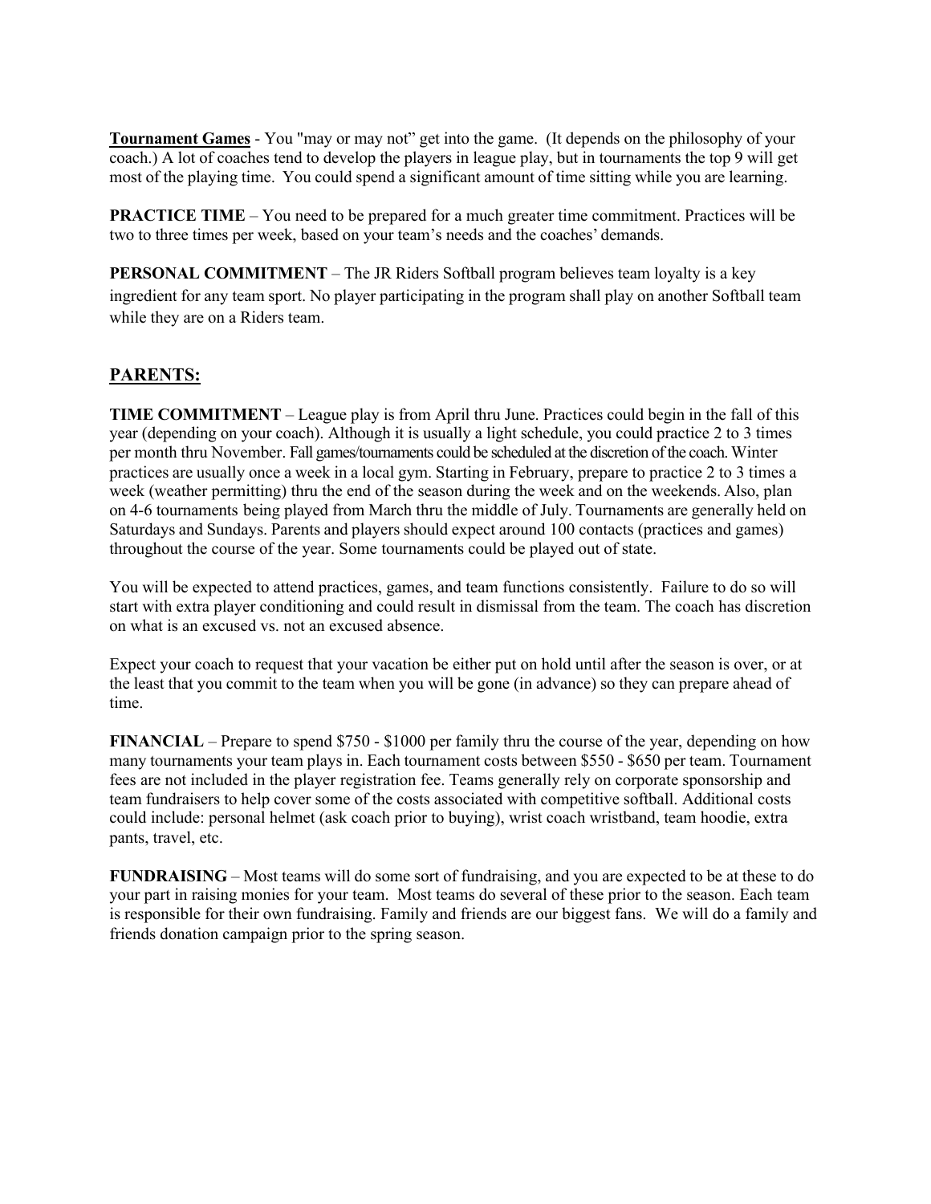**<u>Tournament Games</u>** - You "may or may not" get into the game. (It depends on the philosophy of your coach.) A lot of coaches tend to develop the players in league play, but in tournaments the top 9 will get most of the playing time. You could spend a significant amount of time sitting while you are learning.

**PRACTICE TIME** – You need to be prepared for a much greater time commitment. Practices will be two to three times per week, based on your team's needs and the coaches' demands.

**PERSONAL COMMITMENT** – The JR Riders Softball program believes team loyalty is a key ingredient for any team sport. No player participating in the program shall play on another Softball team while they are on a Riders team.

## <u>PARENTS:</u>

**TIME COMMITMENT** – League play is from April thru June. Practices could begin in the fall of this year (depending on your coach). Although it is usually a light schedule, you could practice 2 to 3 times per month thru November. Fall games/tournaments could be scheduled at the discretion of the coach. Winter practices are usually once a week in a local gym. Starting in February, prepare to practice 2 to 3 times a week (weather permitting) thru the end of the season during the week and on the weekends. Also, plan on 4-6 tournaments being played from March thru the middle of July. Tournaments are generally held on Saturdays and Sundays. Parents and players should expect around 100 contacts (practices and games) throughout the course of the year. Some tournaments could be played out of state.

You will be expected to attend practices, games, and team functions consistently. Failure to do so will start with extra player conditioning and could result in dismissal from the team. The coach has discretion on what is an excused vs. not an excused absence.

Expect your coach to request that your vacation be either put on hold until after the season is over, or at the least that you commit to the team when you will be gone (in advance) so they can prepare ahead of time.

**FINANCIAL** – Prepare to spend $750 - $1000 per family thru the course of the year, depending on how many tournaments your team plays in. Each tournament costs between $550 - $650 per team. Tournament fees are not included in the player registration fee. Teams generally rely on corporate sponsorship and team fundraisers to help cover some of the costs associated with competitive softball. Additional costs could include: personal helmet (ask coach prior to buying), wrist coach wristband, team hoodie, extra pants, travel, etc.

**FUNDRAISING** – Most teams will do some sort of fundraising, and you are expected to be at these to do your part in raising monies for your team. Most teams do several of these prior to the season. Each team is responsible for their own fundraising. Family and friends are our biggest fans. We will do a family and friends donation campaign prior to the spring season.